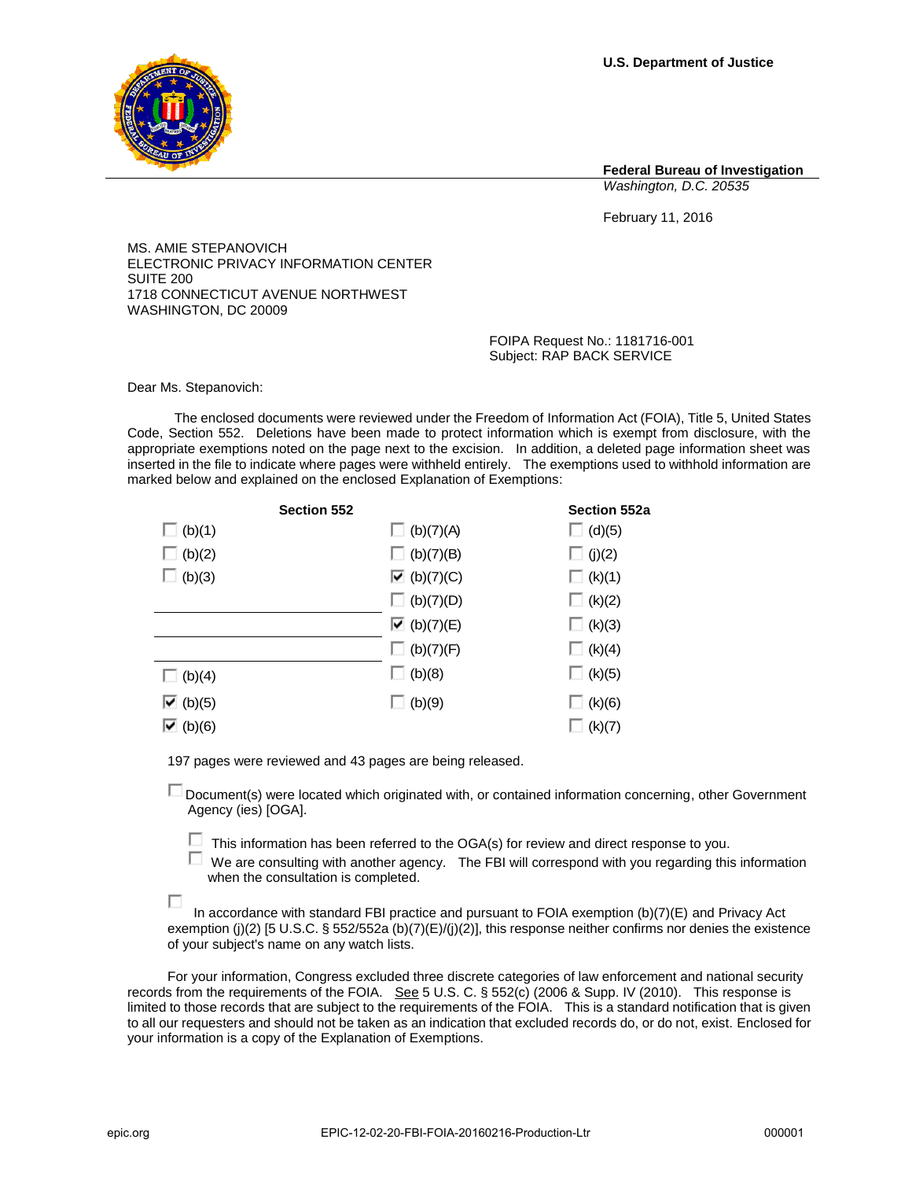**U.S. Department of Justice**

**Federal Bureau of Investigation**
*Washington, D.C. 20535*

February 11, 2016

MS. AMIE STEPANOVICH
ELECTRONIC PRIVACY INFORMATION CENTER
SUITE 200
1718 CONNECTICUT AVENUE NORTHWEST
WASHINGTON, DC 20009

FOIPA Request No.: 1181716-001
Subject: RAP BACK SERVICE

Dear Ms. Stepanovich:

The enclosed documents were reviewed under the Freedom of Information Act (FOIA), Title 5, United States Code, Section 552. Deletions have been made to protect information which is exempt from disclosure, with the appropriate exemptions noted on the page next to the excision. In addition, a deleted page information sheet was inserted in the file to indicate where pages were withheld entirely. The exemptions used to withhold information are marked below and explained on the enclosed Explanation of Exemptions:

| Section 552 | | Section 552a |
|---|---|---|
| ☐ (b)(1) | ☐ (b)(7)(A) | ☐ (d)(5) |
| ☐ (b)(2) | ☐ (b)(7)(B) | ☐ (j)(2) |
| ☐ (b)(3) | ☑ (b)(7)(C) | ☐ (k)(1) |
| | ☐ (b)(7)(D) | ☐ (k)(2) |
| | ☑ (b)(7)(E) | ☐ (k)(3) |
| | ☐ (b)(7)(F) | ☐ (k)(4) |
| ☐ (b)(4) | ☐ (b)(8) | ☐ (k)(5) |
| ☑ (b)(5) | ☐ (b)(9) | ☐ (k)(6) |
| ☑ (b)(6) | | ☐ (k)(7) |

197 pages were reviewed and 43 pages are being released.

☐ Document(s) were located which originated with, or contained information concerning, other Government Agency (ies) [OGA].

☐ This information has been referred to the OGA(s) for review and direct response to you.

☐ We are consulting with another agency. The FBI will correspond with you regarding this information when the consultation is completed.

☐ In accordance with standard FBI practice and pursuant to FOIA exemption (b)(7)(E) and Privacy Act exemption (j)(2) [5 U.S.C. § 552/552a (b)(7)(E)/(j)(2)], this response neither confirms nor denies the existence of your subject's name on any watch lists.

For your information, Congress excluded three discrete categories of law enforcement and national security records from the requirements of the FOIA. See 5 U.S. C. § 552(c) (2006 & Supp. IV (2010). This response is limited to those records that are subject to the requirements of the FOIA. This is a standard notification that is given to all our requesters and should not be taken as an indication that excluded records do, or do not, exist. Enclosed for your information is a copy of the Explanation of Exemptions.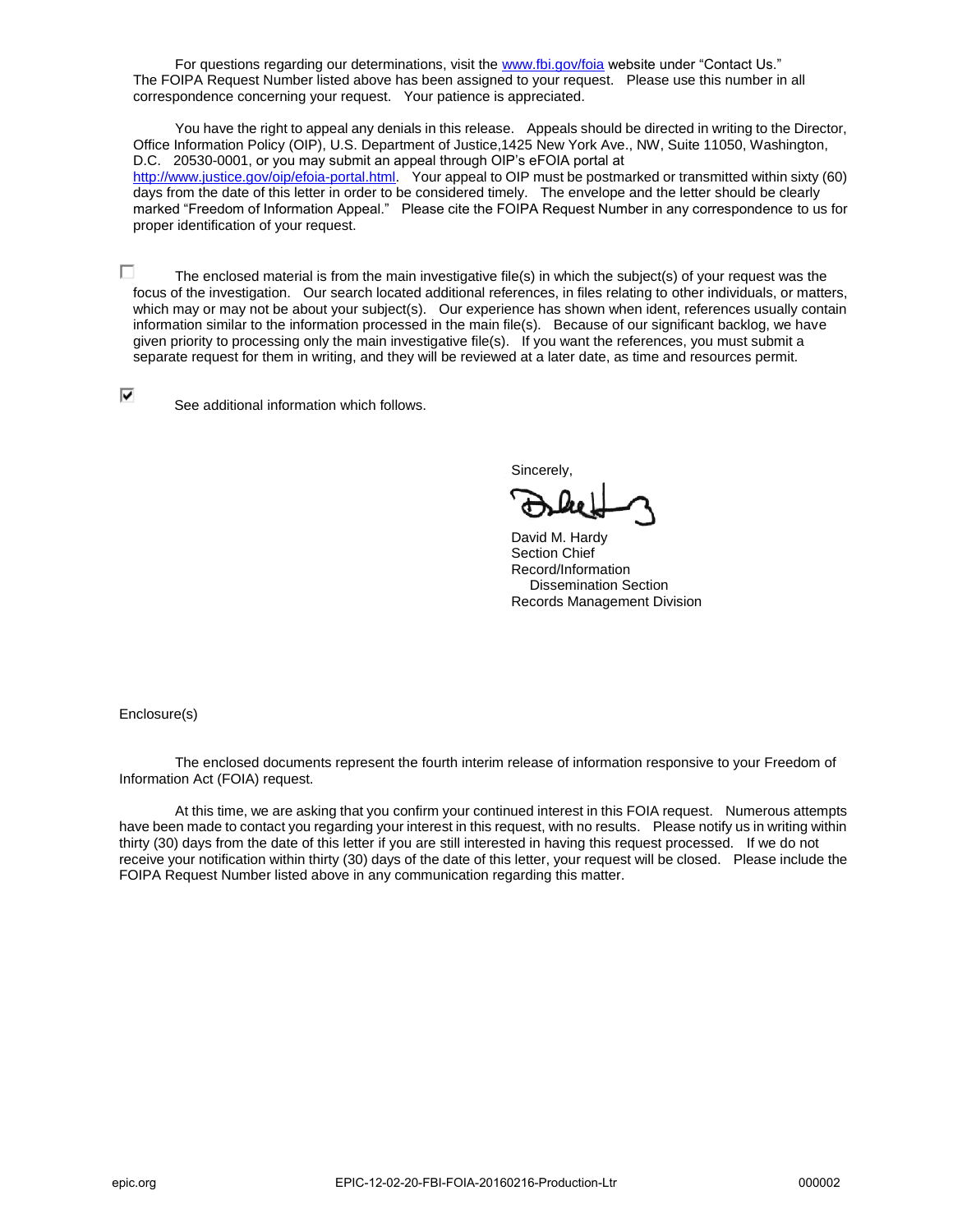For questions regarding our determinations, visit the www.fbi.gov/foia website under "Contact Us." The FOIPA Request Number listed above has been assigned to your request. Please use this number in all correspondence concerning your request. Your patience is appreciated.

You have the right to appeal any denials in this release. Appeals should be directed in writing to the Director, Office Information Policy (OIP), U.S. Department of Justice,1425 New York Ave., NW, Suite 11050, Washington, D.C. 20530-0001, or you may submit an appeal through OIP's eFOIA portal at http://www.justice.gov/oip/efoia-portal.html. Your appeal to OIP must be postmarked or transmitted within sixty (60) days from the date of this letter in order to be considered timely. The envelope and the letter should be clearly marked "Freedom of Information Appeal." Please cite the FOIPA Request Number in any correspondence to us for proper identification of your request.

☐ The enclosed material is from the main investigative file(s) in which the subject(s) of your request was the focus of the investigation. Our search located additional references, in files relating to other individuals, or matters, which may or may not be about your subject(s). Our experience has shown when ident, references usually contain information similar to the information processed in the main file(s). Because of our significant backlog, we have given priority to processing only the main investigative file(s). If you want the references, you must submit a separate request for them in writing, and they will be reviewed at a later date, as time and resources permit.

☑ See additional information which follows.

Sincerely,

David M. Hardy
Section Chief
Record/Information
Dissemination Section
Records Management Division

Enclosure(s)

The enclosed documents represent the fourth interim release of information responsive to your Freedom of Information Act (FOIA) request.

At this time, we are asking that you confirm your continued interest in this FOIA request. Numerous attempts have been made to contact you regarding your interest in this request, with no results. Please notify us in writing within thirty (30) days from the date of this letter if you are still interested in having this request processed. If we do not receive your notification within thirty (30) days of the date of this letter, your request will be closed. Please include the FOIPA Request Number listed above in any communication regarding this matter.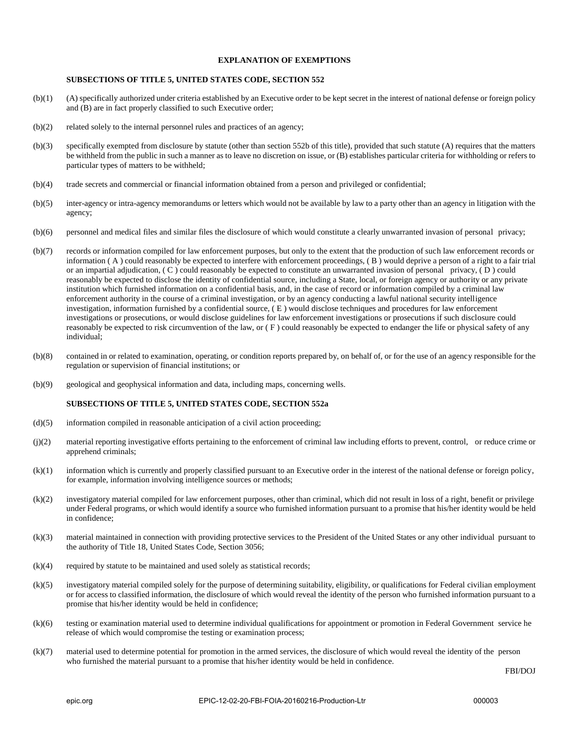**EXPLANATION OF EXEMPTIONS**

**SUBSECTIONS OF TITLE 5, UNITED STATES CODE, SECTION 552**

(b)(1) (A) specifically authorized under criteria established by an Executive order to be kept secret in the interest of national defense or foreign policy and (B) are in fact properly classified to such Executive order;

(b)(2) related solely to the internal personnel rules and practices of an agency;

(b)(3) specifically exempted from disclosure by statute (other than section 552b of this title), provided that such statute (A) requires that the matters be withheld from the public in such a manner as to leave no discretion on issue, or (B) establishes particular criteria for withholding or refers to particular types of matters to be withheld;

(b)(4) trade secrets and commercial or financial information obtained from a person and privileged or confidential;

(b)(5) inter-agency or intra-agency memorandums or letters which would not be available by law to a party other than an agency in litigation with the agency;

(b)(6) personnel and medical files and similar files the disclosure of which would constitute a clearly unwarranted invasion of personal privacy;

(b)(7) records or information compiled for law enforcement purposes, but only to the extent that the production of such law enforcement records or information ( A ) could reasonably be expected to interfere with enforcement proceedings, ( B ) would deprive a person of a right to a fair trial or an impartial adjudication, ( C ) could reasonably be expected to constitute an unwarranted invasion of personal privacy, ( D ) could reasonably be expected to disclose the identity of confidential source, including a State, local, or foreign agency or authority or any private institution which furnished information on a confidential basis, and, in the case of record or information compiled by a criminal law enforcement authority in the course of a criminal investigation, or by an agency conducting a lawful national security intelligence investigation, information furnished by a confidential source, ( E ) would disclose techniques and procedures for law enforcement investigations or prosecutions, or would disclose guidelines for law enforcement investigations or prosecutions if such disclosure could reasonably be expected to risk circumvention of the law, or ( F ) could reasonably be expected to endanger the life or physical safety of any individual;

(b)(8) contained in or related to examination, operating, or condition reports prepared by, on behalf of, or for the use of an agency responsible for the regulation or supervision of financial institutions; or

(b)(9) geological and geophysical information and data, including maps, concerning wells.

**SUBSECTIONS OF TITLE 5, UNITED STATES CODE, SECTION 552a**

(d)(5) information compiled in reasonable anticipation of a civil action proceeding;

(j)(2) material reporting investigative efforts pertaining to the enforcement of criminal law including efforts to prevent, control, or reduce crime or apprehend criminals;

(k)(1) information which is currently and properly classified pursuant to an Executive order in the interest of the national defense or foreign policy, for example, information involving intelligence sources or methods;

(k)(2) investigatory material compiled for law enforcement purposes, other than criminal, which did not result in loss of a right, benefit or privilege under Federal programs, or which would identify a source who furnished information pursuant to a promise that his/her identity would be held in confidence;

(k)(3) material maintained in connection with providing protective services to the President of the United States or any other individual pursuant to the authority of Title 18, United States Code, Section 3056;

(k)(4) required by statute to be maintained and used solely as statistical records;

(k)(5) investigatory material compiled solely for the purpose of determining suitability, eligibility, or qualifications for Federal civilian employment or for access to classified information, the disclosure of which would reveal the identity of the person who furnished information pursuant to a promise that his/her identity would be held in confidence;

(k)(6) testing or examination material used to determine individual qualifications for appointment or promotion in Federal Government service he release of which would compromise the testing or examination process;

(k)(7) material used to determine potential for promotion in the armed services, the disclosure of which would reveal the identity of the person who furnished the material pursuant to a promise that his/her identity would be held in confidence.

FBI/DOJ

epic.org EPIC-12-02-20-FBI-FOIA-20160216-Production-Ltr 000003